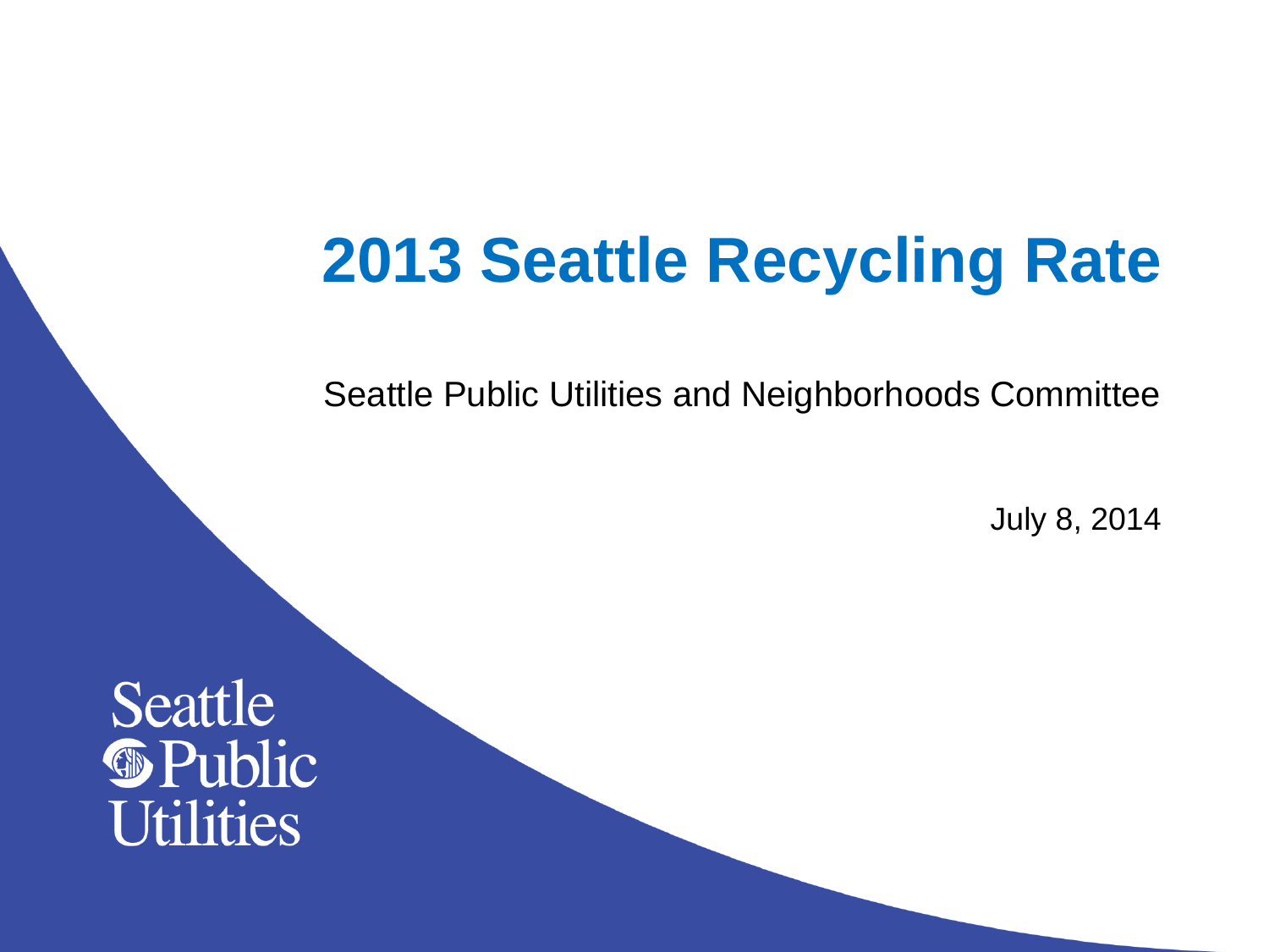# 2013 Seattle Recycling Rate

Seattle Public Utilities and Neighborhoods Committee

July 8, 2014

Seattle Public Utilities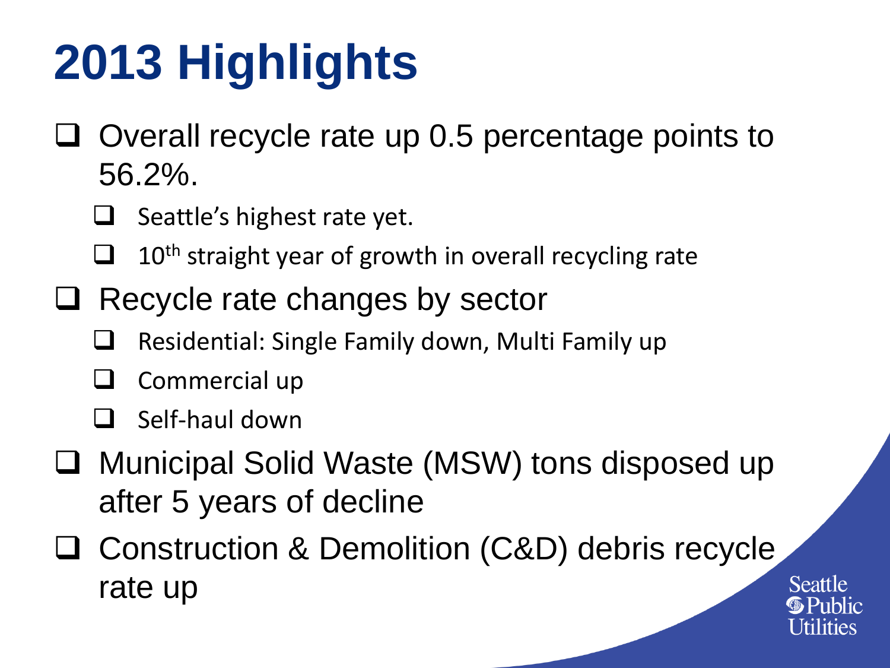# 2013 Highlights

- Overall recycle rate up 0.5 percentage points to 56.2%.
  - Seattle's highest rate yet.
  - 10th straight year of growth in overall recycling rate
- Recycle rate changes by sector
  - Residential: Single Family down, Multi Family up
  - Commercial up
  - Self-haul down
- Municipal Solid Waste (MSW) tons disposed up after 5 years of decline
- Construction & Demolition (C&D) debris recycle rate up

Seattle Public Utilities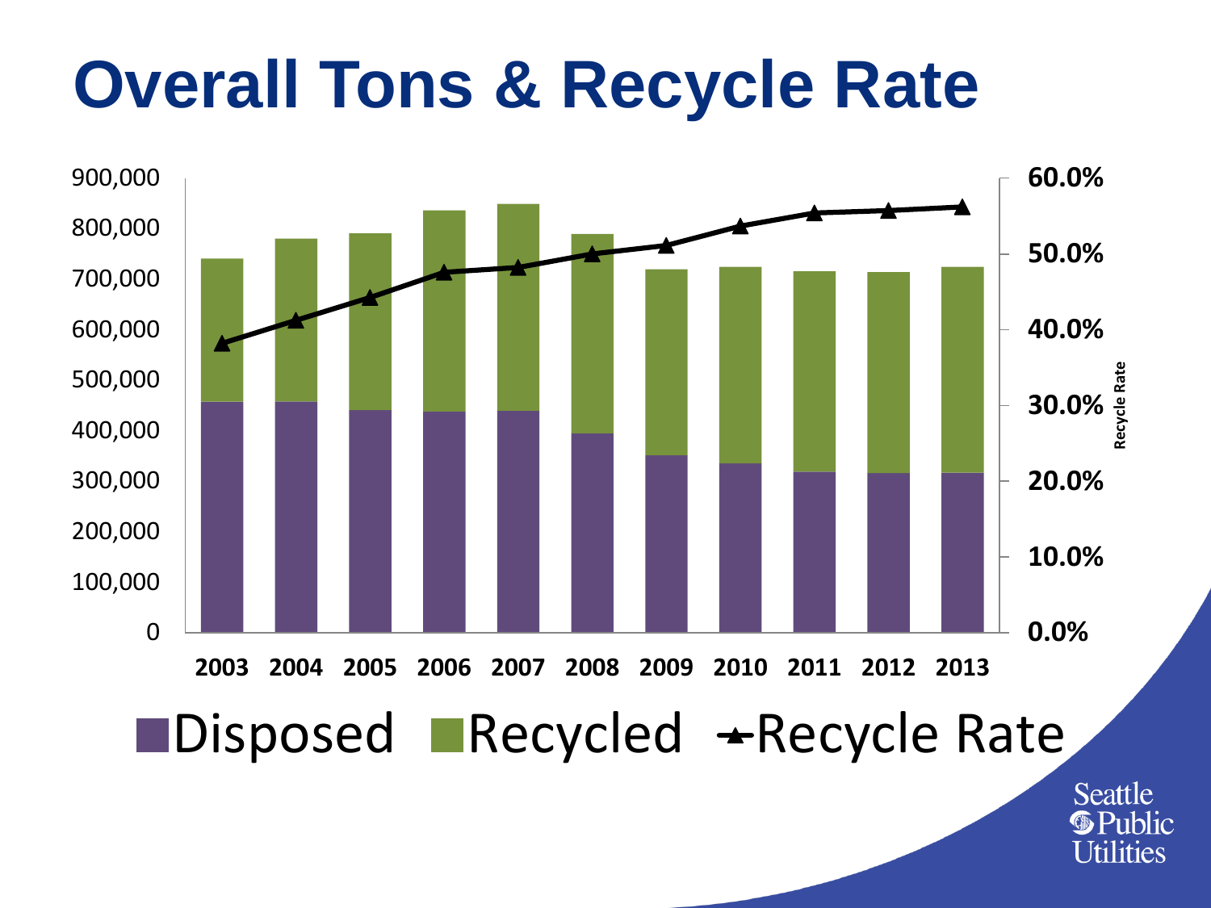# Overall Tons & Recycle Rate

900,000
800,000
700,000
600,000
500,000
400,000
300,000
200,000
100,000
0

60.0%
50.0%
40.0%
30.0%
20.0%
10.0%
0.0%

Recycle Rate

2003 2004 2005 2006 2007 2008 2009 2010 2011 2012 2013

Disposed Recycled Recycle Rate

Seattle Public Utilities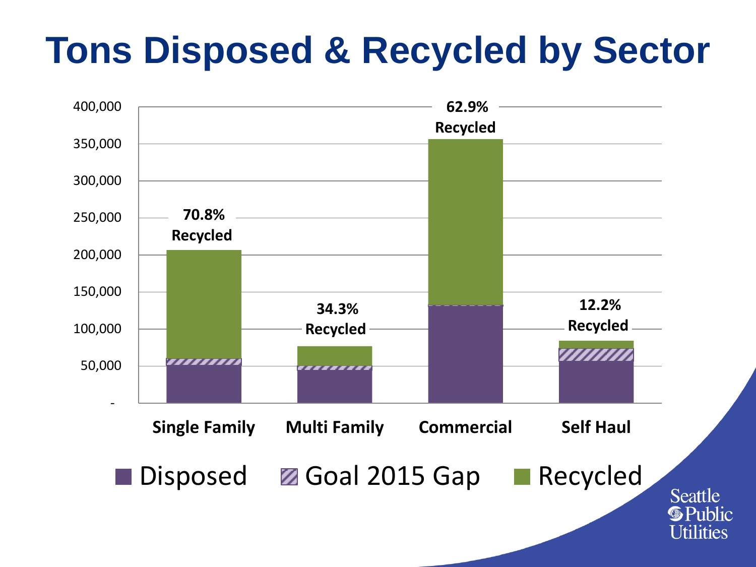# Tons Disposed & Recycled by Sector

| Sector | Recycled |
|---|---|
| Single Family | 70.8% Recycled |
| Multi Family | 34.3% Recycled |
| Commercial | 62.9% Recycled |
| Self Haul | 12.2% Recycled |

Y-axis: - , 50,000, 100,000, 150,000, 200,000, 250,000, 300,000, 350,000, 400,000

Legend: Disposed, Goal 2015 Gap, Recycled

Seattle Public Utilities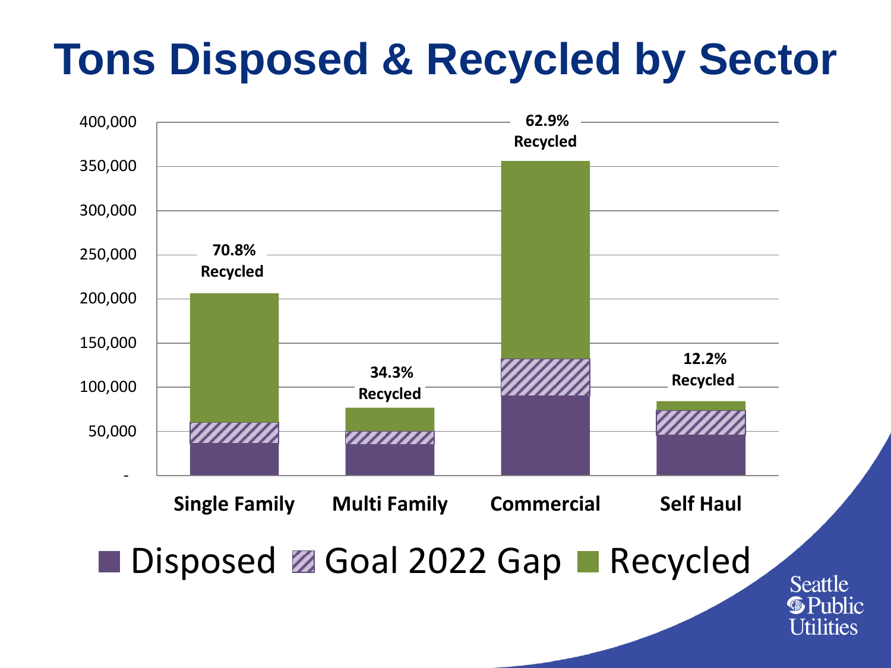# Tons Disposed & Recycled by Sector

| Sector | Recycled |
| --- | --- |
| Single Family | 70.8% Recycled |
| Multi Family | 34.3% Recycled |
| Commercial | 62.9% Recycled |
| Self Haul | 12.2% Recycled |

Legend: Disposed, Goal 2022 Gap, Recycled

Seattle Public Utilities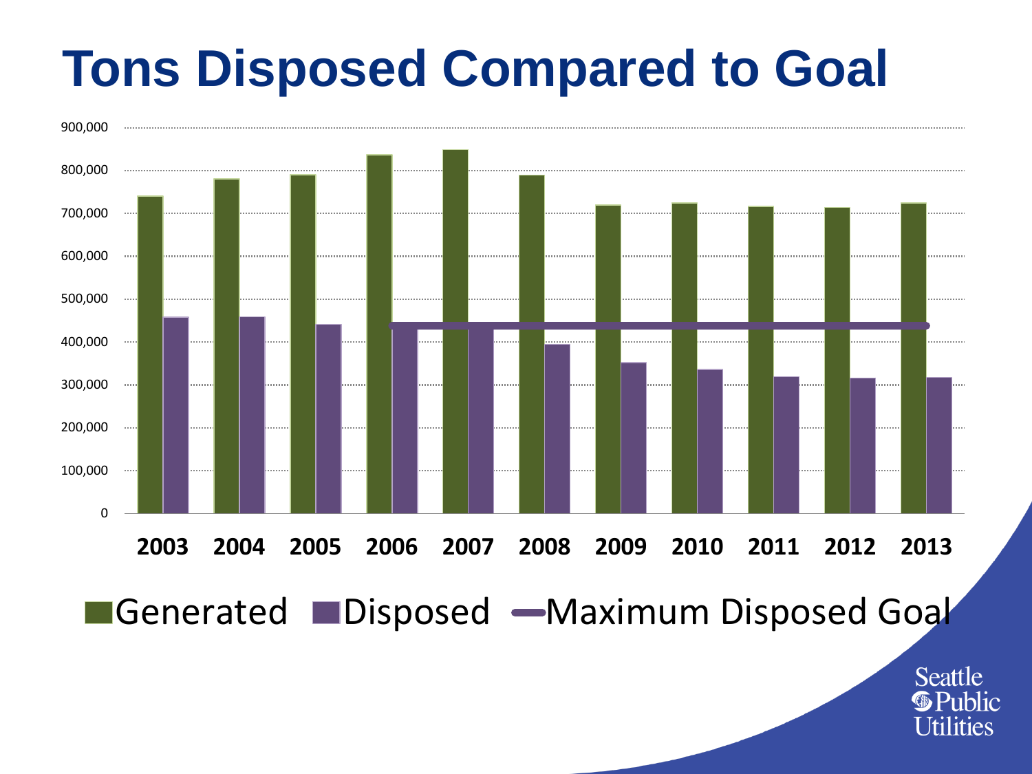# Tons Disposed Compared to Goal

900,000
800,000
700,000
600,000
500,000
400,000
300,000
200,000
100,000
0

**2003 2004 2005 2006 2007 2008 2009 2010 2011 2012 2013**

Generated Disposed Maximum Disposed Goal

Seattle Public Utilities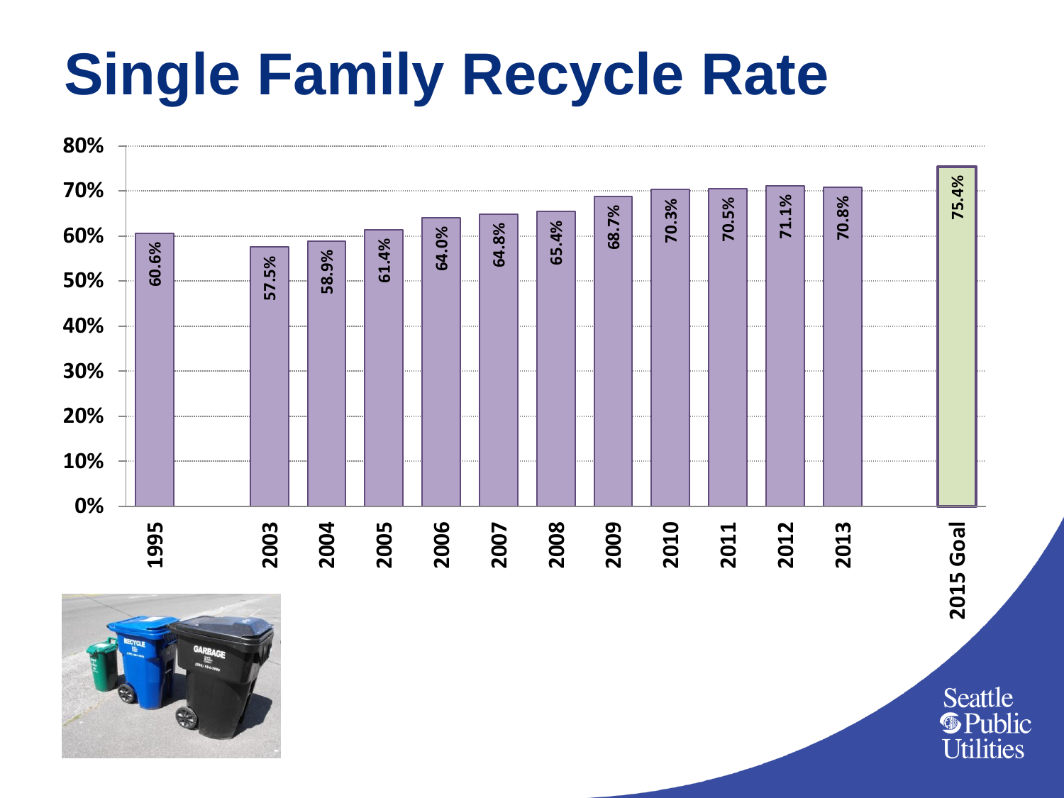# Single Family Recycle Rate

| Year | Recycle Rate |
| --- | --- |
| 1995 | 60.6% |
| 2003 | 57.5% |
| 2004 | 58.9% |
| 2005 | 61.4% |
| 2006 | 64.0% |
| 2007 | 64.8% |
| 2008 | 65.4% |
| 2009 | 68.7% |
| 2010 | 70.3% |
| 2011 | 70.5% |
| 2012 | 71.1% |
| 2013 | 70.8% |
| 2015 Goal | 75.4% |

Seattle Public Utilities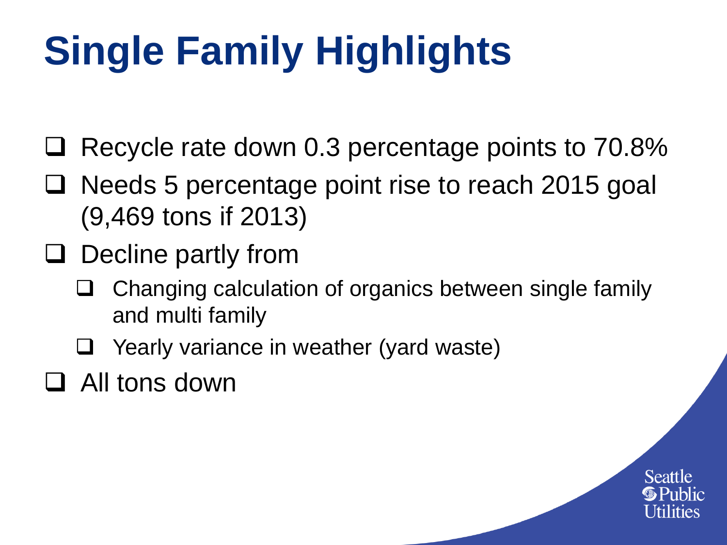# Single Family Highlights

- Recycle rate down 0.3 percentage points to 70.8%
- Needs 5 percentage point rise to reach 2015 goal (9,469 tons if 2013)
- Decline partly from
  - Changing calculation of organics between single family and multi family
  - Yearly variance in weather (yard waste)
- All tons down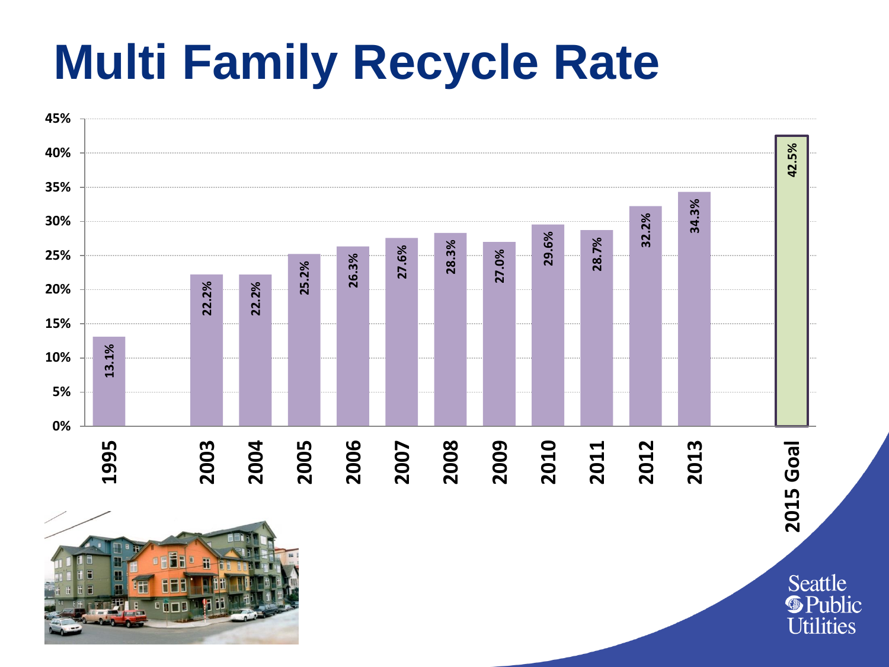# Multi Family Recycle Rate

| Year | Recycle Rate |
|---|---|
| 1995 | 13.1% |
| 2003 | 22.2% |
| 2004 | 22.2% |
| 2005 | 25.2% |
| 2006 | 26.3% |
| 2007 | 27.6% |
| 2008 | 28.3% |
| 2009 | 27.0% |
| 2010 | 29.6% |
| 2011 | 28.7% |
| 2012 | 32.2% |
| 2013 | 34.3% |
| 2015 Goal | 42.5% |

Seattle Public Utilities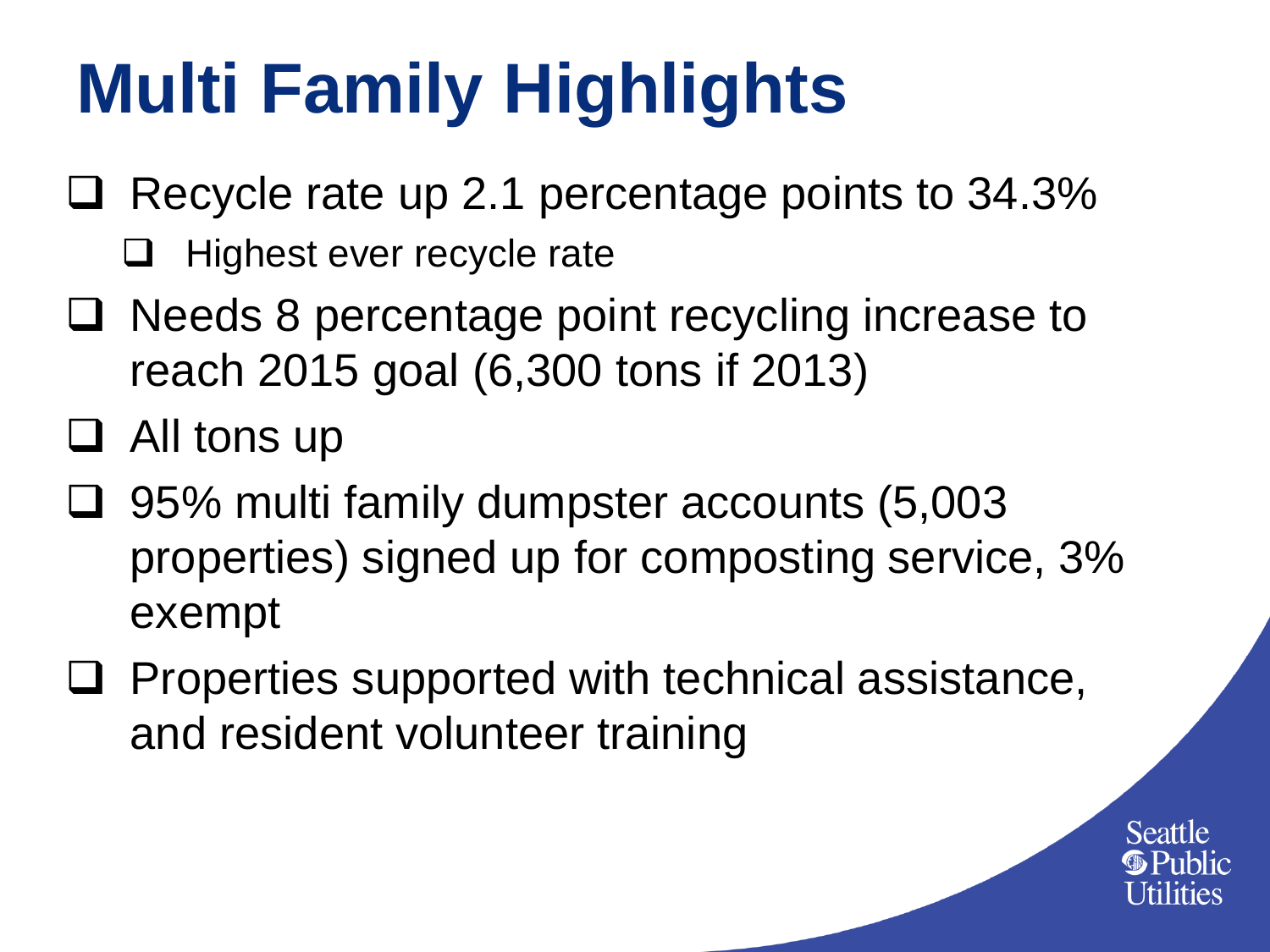# Multi Family Highlights

- Recycle rate up 2.1 percentage points to 34.3%
  - Highest ever recycle rate
- Needs 8 percentage point recycling increase to reach 2015 goal (6,300 tons if 2013)
- All tons up
- 95% multi family dumpster accounts (5,003 properties) signed up for composting service, 3% exempt
- Properties supported with technical assistance, and resident volunteer training

Seattle Public Utilities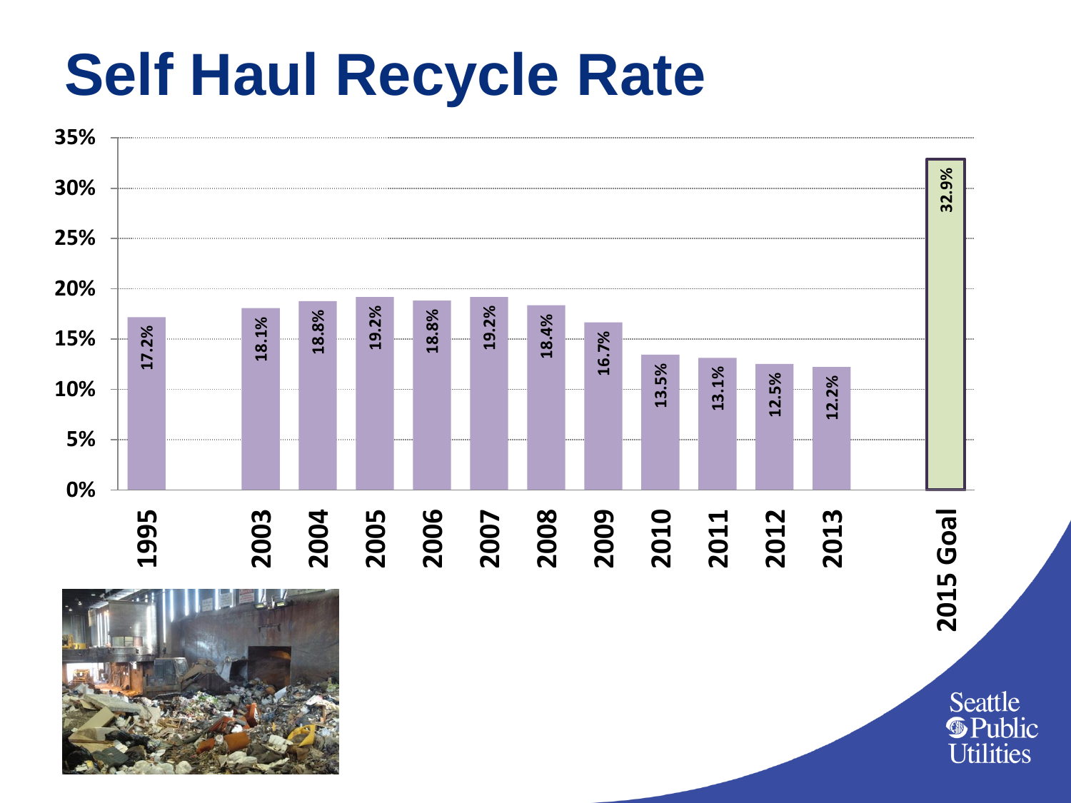# Self Haul Recycle Rate

| Year | Recycle Rate |
|---|---|
| 1995 | 17.2% |
| 2003 | 18.1% |
| 2004 | 18.8% |
| 2005 | 19.2% |
| 2006 | 18.8% |
| 2007 | 19.2% |
| 2008 | 18.4% |
| 2009 | 16.7% |
| 2010 | 13.5% |
| 2011 | 13.1% |
| 2012 | 12.5% |
| 2013 | 12.2% |
| 2015 Goal | 32.9% |

Seattle Public Utilities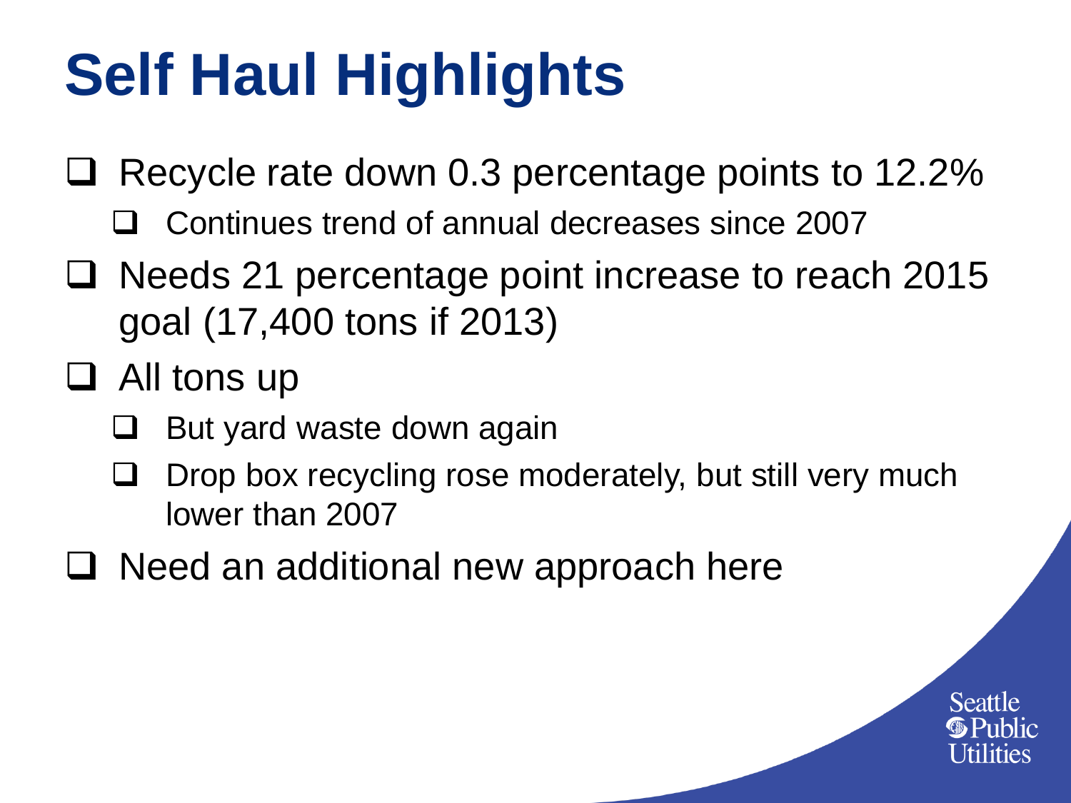# Self Haul Highlights

- Recycle rate down 0.3 percentage points to 12.2%
  - Continues trend of annual decreases since 2007
- Needs 21 percentage point increase to reach 2015 goal (17,400 tons if 2013)
- All tons up
  - But yard waste down again
  - Drop box recycling rose moderately, but still very much lower than 2007
- Need an additional new approach here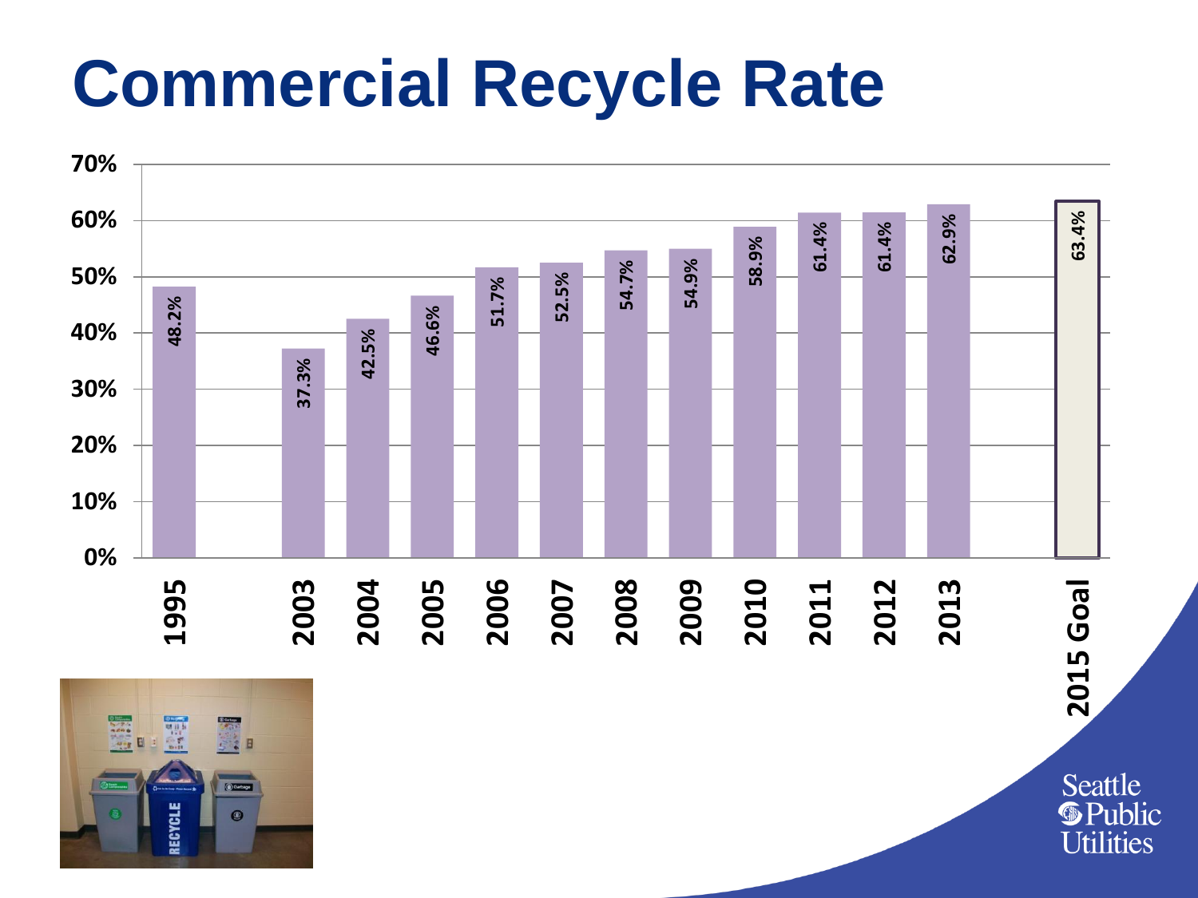# Commercial Recycle Rate

| Year | Commercial Recycle Rate |
|---|---|
| 1995 | 48.2% |
| 2003 | 37.3% |
| 2004 | 42.5% |
| 2005 | 46.6% |
| 2006 | 51.7% |
| 2007 | 52.5% |
| 2008 | 54.7% |
| 2009 | 54.9% |
| 2010 | 58.9% |
| 2011 | 61.4% |
| 2012 | 61.4% |
| 2013 | 62.9% |
| 2015 Goal | 63.4% |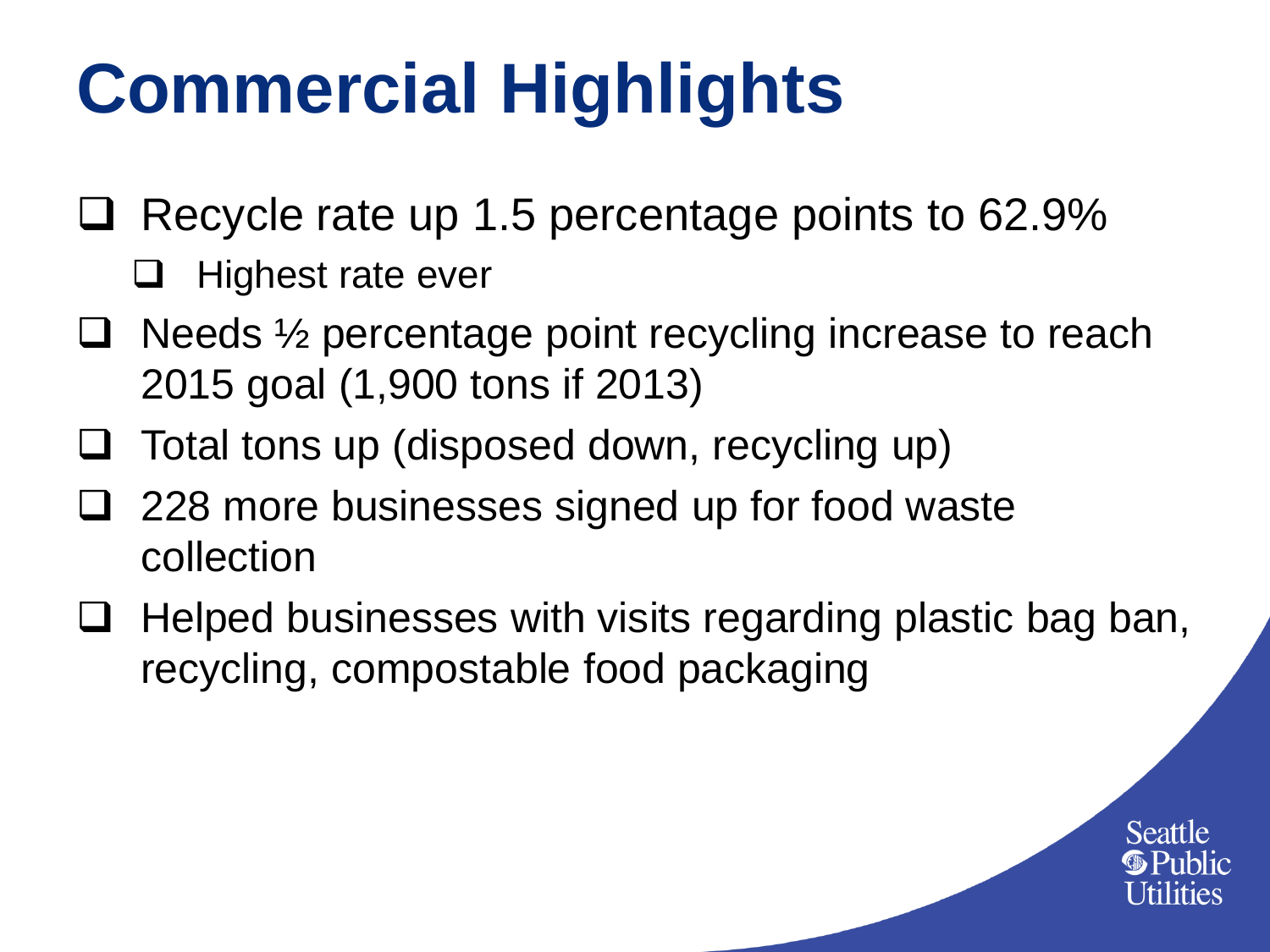# Commercial Highlights

- Recycle rate up 1.5 percentage points to 62.9%
  - Highest rate ever
- Needs ½ percentage point recycling increase to reach 2015 goal (1,900 tons if 2013)
- Total tons up (disposed down, recycling up)
- 228 more businesses signed up for food waste collection
- Helped businesses with visits regarding plastic bag ban, recycling, compostable food packaging

Seattle Public Utilities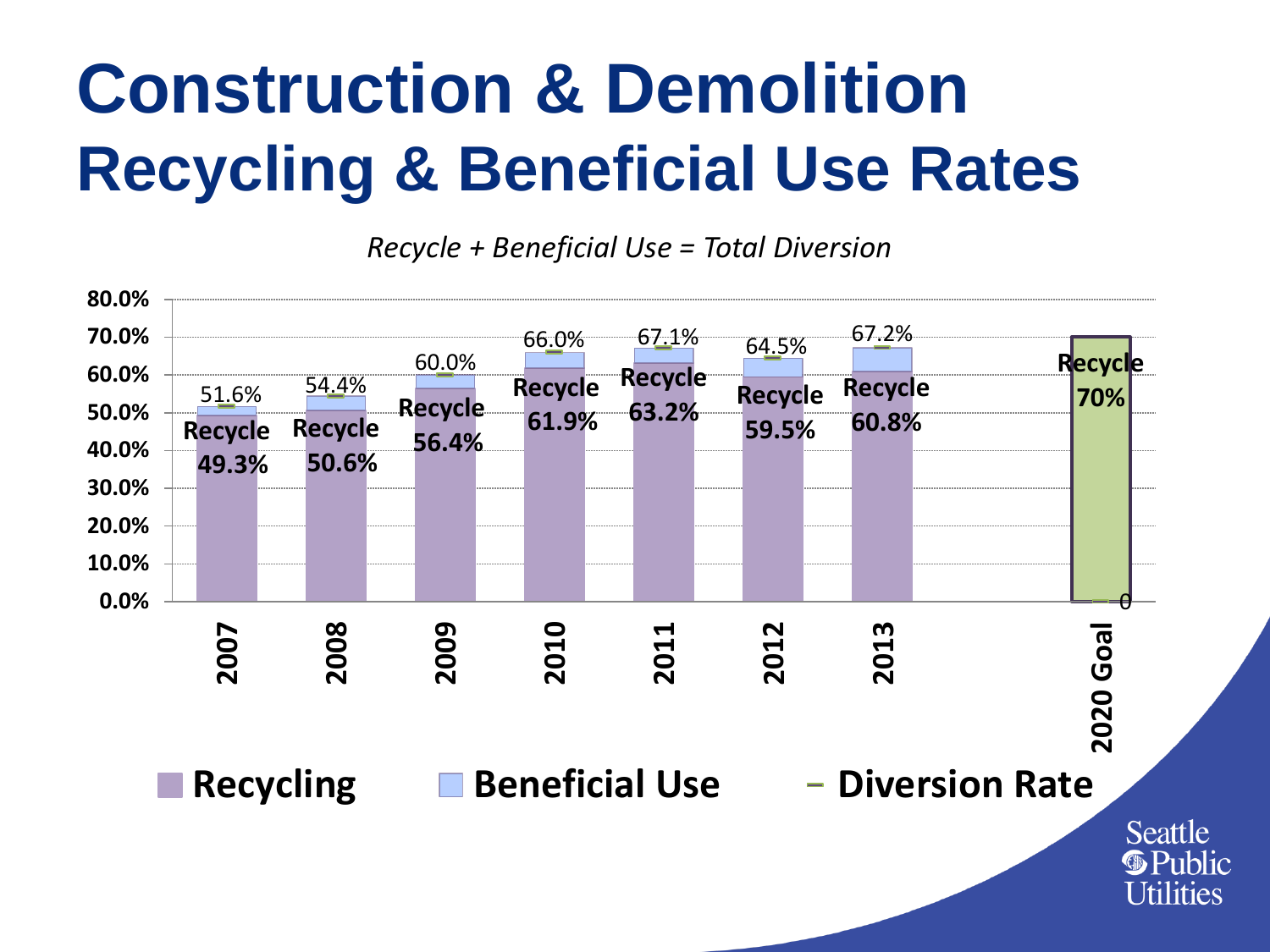# Construction & Demolition Recycling & Beneficial Use Rates

*Recycle + Beneficial Use = Total Diversion*

| Year | Recycling | Diversion Rate |
|---|---|---|
| 2007 | 49.3% | 51.6% |
| 2008 | 50.6% | 54.4% |
| 2009 | 56.4% | 60.0% |
| 2010 | 61.9% | 66.0% |
| 2011 | 63.2% | 67.1% |
| 2012 | 59.5% | 64.5% |
| 2013 | 60.8% | 67.2% |
| 2020 Goal | 70% | |

Recycling | Beneficial Use | Diversion Rate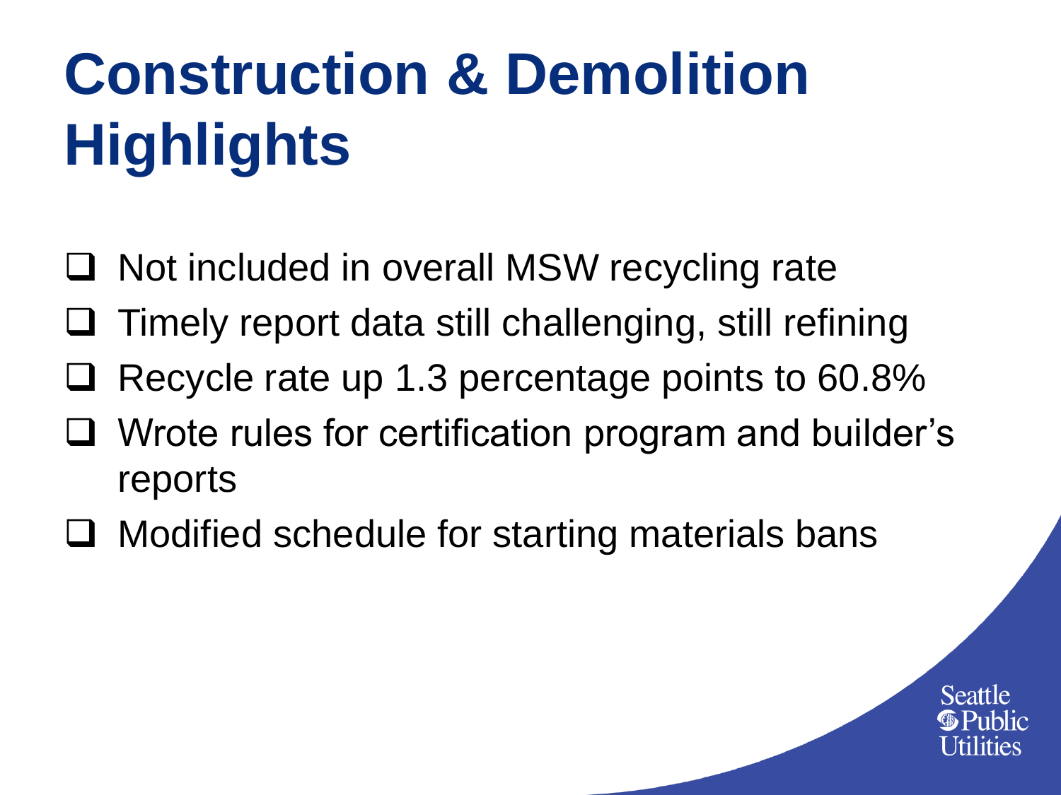# Construction & Demolition Highlights

- Not included in overall MSW recycling rate
- Timely report data still challenging, still refining
- Recycle rate up 1.3 percentage points to 60.8%
- Wrote rules for certification program and builder's reports
- Modified schedule for starting materials bans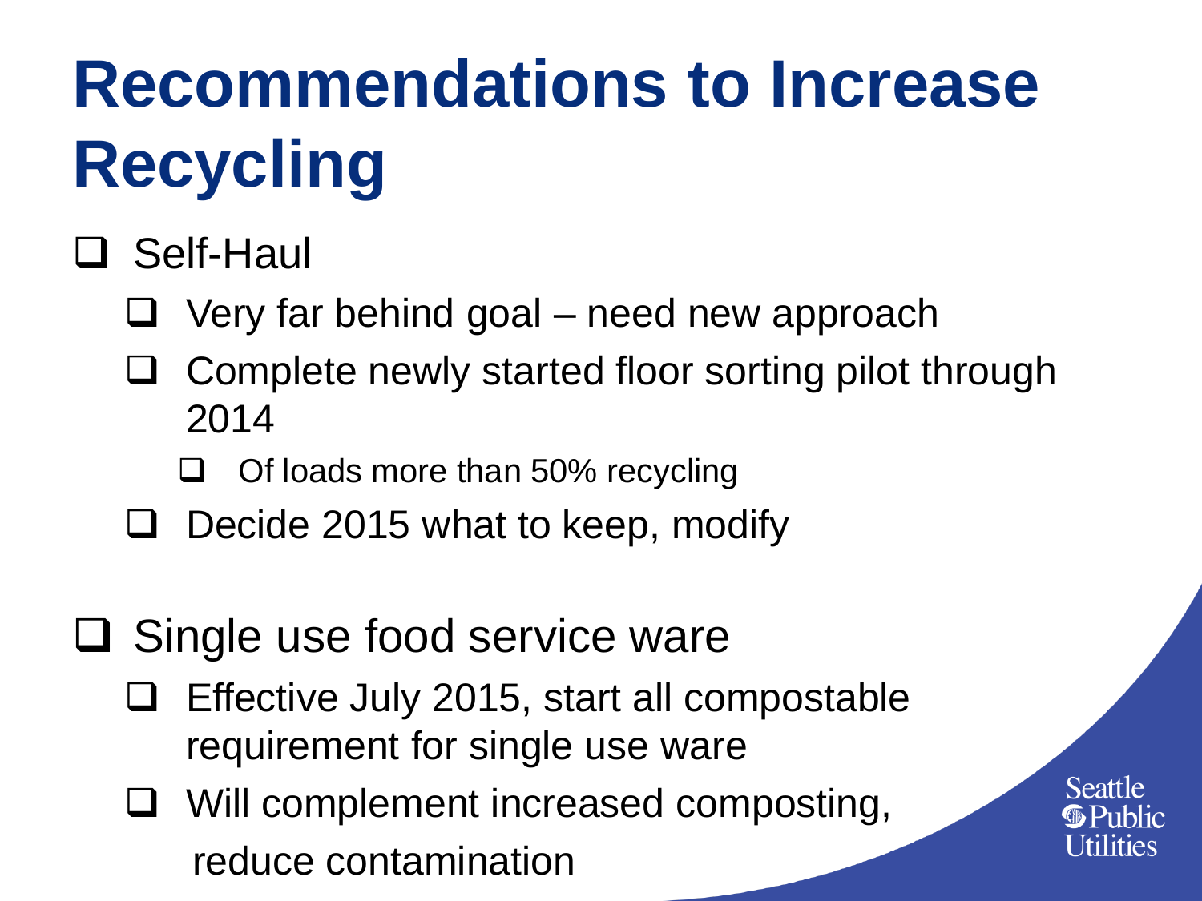# Recommendations to Increase Recycling

- Self-Haul
  - Very far behind goal – need new approach
  - Complete newly started floor sorting pilot through 2014
    - Of loads more than 50% recycling
  - Decide 2015 what to keep, modify

- Single use food service ware
  - Effective July 2015, start all compostable requirement for single use ware
  - Will complement increased composting, reduce contamination

Seattle Public Utilities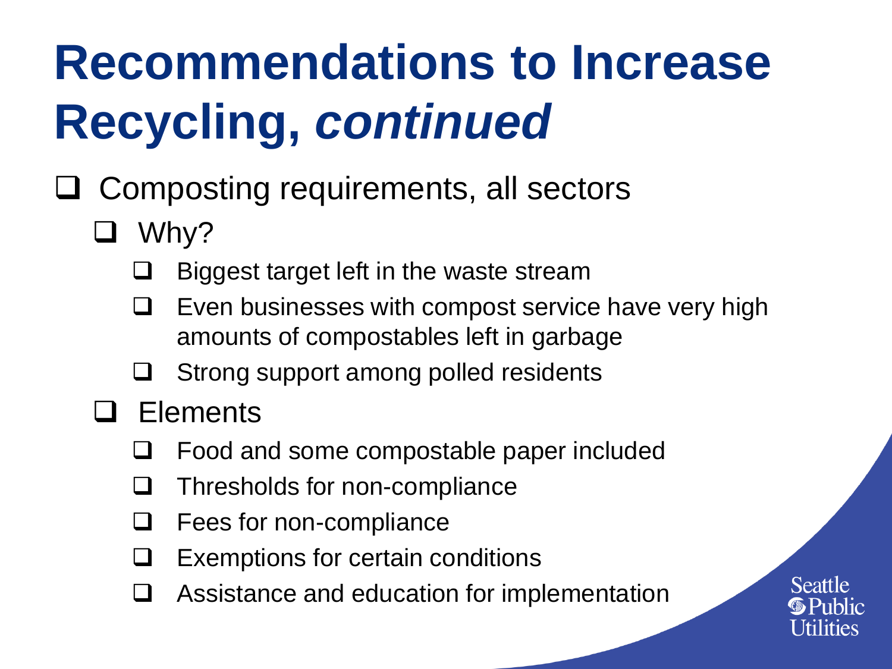# Recommendations to Increase Recycling, *continued*

- Composting requirements, all sectors
  - Why?
    - Biggest target left in the waste stream
    - Even businesses with compost service have very high amounts of compostables left in garbage
    - Strong support among polled residents
  - Elements
    - Food and some compostable paper included
    - Thresholds for non-compliance
    - Fees for non-compliance
    - Exemptions for certain conditions
    - Assistance and education for implementation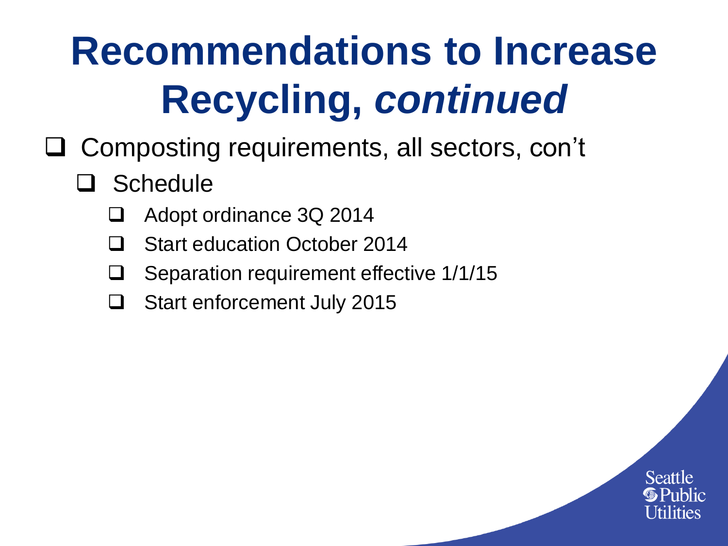# Recommendations to Increase Recycling, *continued*

- Composting requirements, all sectors, con't
  - Schedule
    - Adopt ordinance 3Q 2014
    - Start education October 2014
    - Separation requirement effective 1/1/15
    - Start enforcement July 2015

Seattle Public Utilities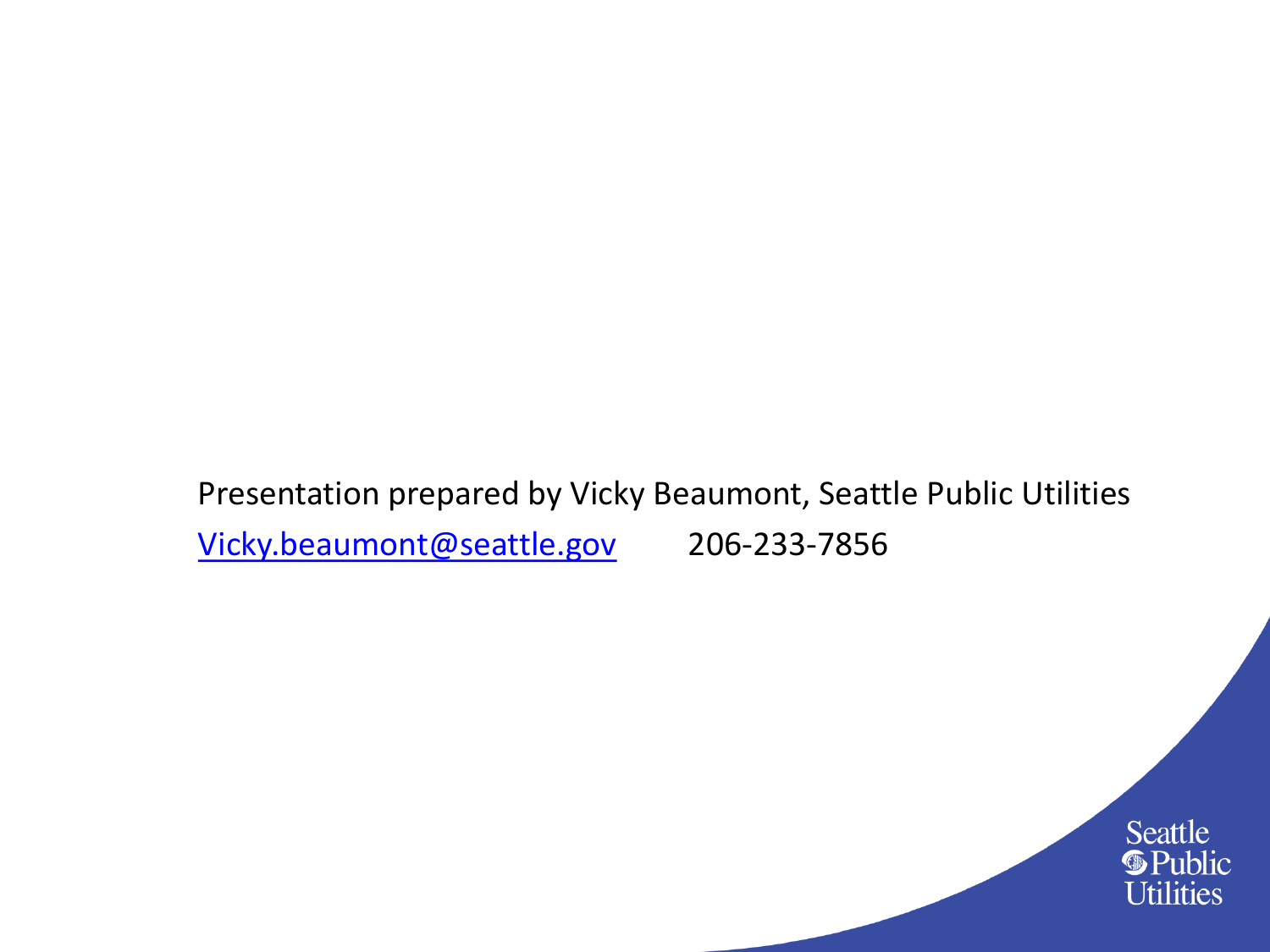Presentation prepared by Vicky Beaumont, Seattle Public Utilities

Vicky.beaumont@seattle.gov 206-233-7856

Seattle Public Utilities